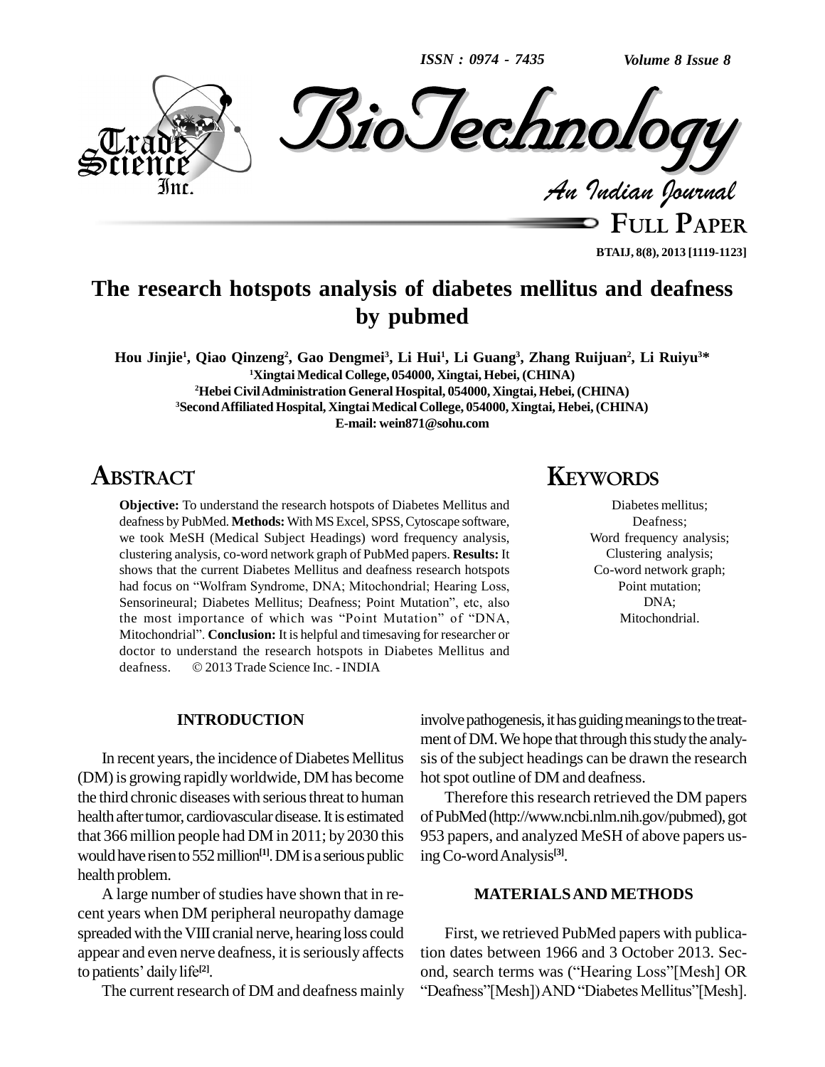# The research hotspots analysis of diabetes mellitus and deafness by pubmed

**Hou Jinjie[1], Qiao Qinzeng[2], Gao Dengmei[3], Li Hui[1], Li Guang[3], Zhang Ruijuan[2], Li Ruiyu[3]***

[1]Xingtai Medical College, 054000, Xingtai, Hebei, (CHINA)

[2]Hebei Civil Administration General Hospital, 054000, Xingtai, Hebei, (CHINA)

[3]Second Affiliated Hospital, Xingtai Medical College, 054000, Xingtai, Hebei, (CHINA)

E-mail: wein871@sohu.com

## ABSTRACT

**Objective:** To understand the research hotspots of Diabetes Mellitus and deafness by PubMed. **Methods:** With MS Excel, SPSS, Cytoscape software, we took MeSH (Medical Subject Headings) word frequency analysis, clustering analysis, co-word network graph of PubMed papers. **Results:** It shows that the current Diabetes Mellitus and deafness research hotspots had focus on "Wolfram Syndrome, DNA; Mitochondrial; Hearing Loss, Sensorineural; Diabetes Mellitus; Deafness; Point Mutation", etc, also the most importance of which was "Point Mutation" of "DNA, Mitochondrial". **Conclusion:** It is helpful and timesaving for researcher or doctor to understand the research hotspots in Diabetes Mellitus and deafness. © 2013 Trade Science Inc. - INDIA

## KEYWORDS

Diabetes mellitus;
Deafness;
Word frequency analysis;
Clustering analysis;
Co-word network graph;
Point mutation;
DNA;
Mitochondrial.

## INTRODUCTION

In recent years, the incidence of Diabetes Mellitus (DM) is growing rapidly worldwide, DM has become the third chronic diseases with serious threat to human health after tumor, cardiovascular disease. It is estimated that 366 million people had DM in 2011; by 2030 this would have risen to 552 million[1]. DM is a serious public health problem.

A large number of studies have shown that in recent years when DM peripheral neuropathy damage spreaded with the VIII cranial nerve, hearing loss could appear and even nerve deafness, it is seriously affects to patients' daily life[2].

The current research of DM and deafness mainly involve pathogenesis, it has guiding meanings to the treatment of DM. We hope that through this study the analysis of the subject headings can be drawn the research hot spot outline of DM and deafness.

Therefore this research retrieved the DM papers of PubMed (http://www.ncbi.nlm.nih.gov/pubmed), got 953 papers, and analyzed MeSH of above papers using Co-word Analysis[3].

## MATERIALS AND METHODS

First, we retrieved PubMed papers with publication dates between 1966 and 3 October 2013. Second, search terms was ("Hearing Loss"[Mesh] OR "Deafness"[Mesh]) AND "Diabetes Mellitus"[Mesh].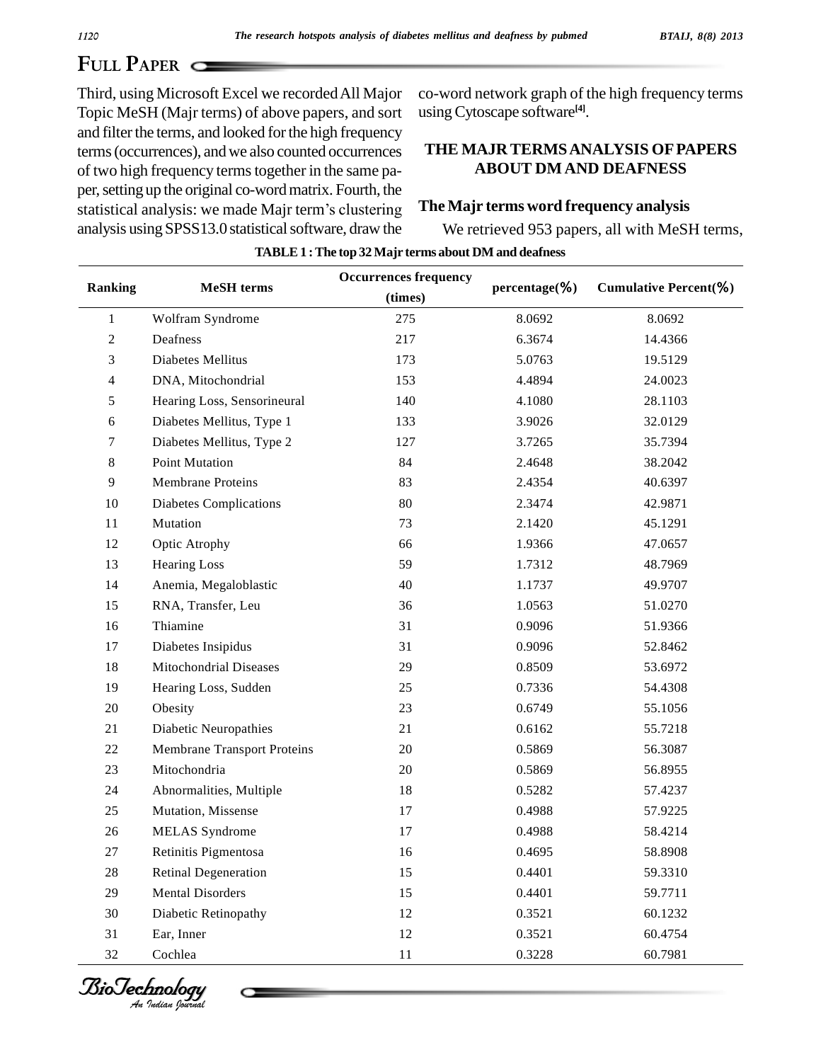Third, using Microsoft Excel we recorded All Major Topic MeSH (Majr terms) of above papers, and sort and filter the terms, and looked for the high frequency terms (occurrences), and we also counted occurrences of two high frequency terms together in the same paper, setting up the original co-word matrix. Fourth, the statistical analysis: we made Majr term's clustering analysis using SPSS13.0 statistical software, draw the co-word network graph of the high frequency terms using Cytoscape software[4].

## THE MAJR TERMS ANALYSIS OF PAPERS ABOUT DM AND DEAFNESS

### The Majr terms word frequency analysis

We retrieved 953 papers, all with MeSH terms,

**TABLE 1 : The top 32 Majr terms about DM and deafness**

| Ranking | MeSH terms | Occurrences frequency (times) | percentage(%) | Cumulative Percent(%) |
|---|---|---|---|---|
| 1 | Wolfram Syndrome | 275 | 8.0692 | 8.0692 |
| 2 | Deafness | 217 | 6.3674 | 14.4366 |
| 3 | Diabetes Mellitus | 173 | 5.0763 | 19.5129 |
| 4 | DNA, Mitochondrial | 153 | 4.4894 | 24.0023 |
| 5 | Hearing Loss, Sensorineural | 140 | 4.1080 | 28.1103 |
| 6 | Diabetes Mellitus, Type 1 | 133 | 3.9026 | 32.0129 |
| 7 | Diabetes Mellitus, Type 2 | 127 | 3.7265 | 35.7394 |
| 8 | Point Mutation | 84 | 2.4648 | 38.2042 |
| 9 | Membrane Proteins | 83 | 2.4354 | 40.6397 |
| 10 | Diabetes Complications | 80 | 2.3474 | 42.9871 |
| 11 | Mutation | 73 | 2.1420 | 45.1291 |
| 12 | Optic Atrophy | 66 | 1.9366 | 47.0657 |
| 13 | Hearing Loss | 59 | 1.7312 | 48.7969 |
| 14 | Anemia, Megaloblastic | 40 | 1.1737 | 49.9707 |
| 15 | RNA, Transfer, Leu | 36 | 1.0563 | 51.0270 |
| 16 | Thiamine | 31 | 0.9096 | 51.9366 |
| 17 | Diabetes Insipidus | 31 | 0.9096 | 52.8462 |
| 18 | Mitochondrial Diseases | 29 | 0.8509 | 53.6972 |
| 19 | Hearing Loss, Sudden | 25 | 0.7336 | 54.4308 |
| 20 | Obesity | 23 | 0.6749 | 55.1056 |
| 21 | Diabetic Neuropathies | 21 | 0.6162 | 55.7218 |
| 22 | Membrane Transport Proteins | 20 | 0.5869 | 56.3087 |
| 23 | Mitochondria | 20 | 0.5869 | 56.8955 |
| 24 | Abnormalities, Multiple | 18 | 0.5282 | 57.4237 |
| 25 | Mutation, Missense | 17 | 0.4988 | 57.9225 |
| 26 | MELAS Syndrome | 17 | 0.4988 | 58.4214 |
| 27 | Retinitis Pigmentosa | 16 | 0.4695 | 58.8908 |
| 28 | Retinal Degeneration | 15 | 0.4401 | 59.3310 |
| 29 | Mental Disorders | 15 | 0.4401 | 59.7711 |
| 30 | Diabetic Retinopathy | 12 | 0.3521 | 60.1232 |
| 31 | Ear, Inner | 12 | 0.3521 | 60.4754 |
| 32 | Cochlea | 11 | 0.3228 | 60.7981 |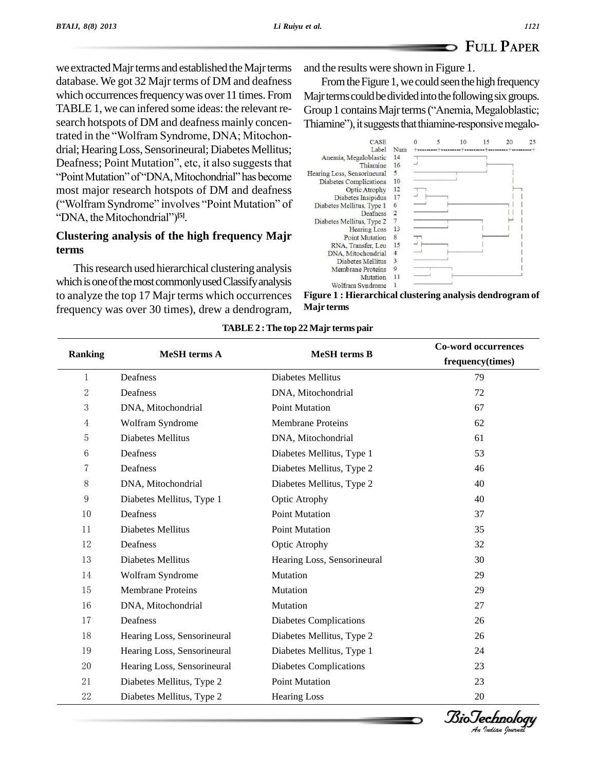we extracted Majr terms and established the Majr terms database. We got 32 Majr terms of DM and deafness which occurrences frequency was over 11 times. From TABLE 1, we can infered some ideas: the relevant research hotspots of DM and deafness mainly concentrated in the "Wolfram Syndrome, DNA; Mitochondrial; Hearing Loss, Sensorineural; Diabetes Mellitus; Deafness; Point Mutation", etc, it also suggests that "Point Mutation" of "DNA, Mitochondrial" has become most major research hotspots of DM and deafness ("Wolfram Syndrome" involves "Point Mutation" of "DNA, the Mitochondrial")[5].

### Clustering analysis of the high frequency Majr terms

This research used hierarchical clustering analysis which is one of the most commonly used Classify analysis to analyze the top 17 Majr terms which occurrences frequency was over 30 times), drew a dendrogram, and the results were shown in Figure 1.

From the Figure 1, we could seen the high frequency Majr terms could be divided into the following six groups. Group 1 contains Majr terms ("Anemia, Megaloblastic; Thiamine"), it suggests that thiamine-responsive megalo-

**Figure 1 : Hierarchical clustering analysis dendrogram of Majr terms**

**TABLE 2 : The top 22 Majr terms pair**

| Ranking | MeSH terms A | MeSH terms B | Co-word occurrences frequency(times) |
|---|---|---|---|
| 1 | Deafness | Diabetes Mellitus | 79 |
| 2 | Deafness | DNA, Mitochondrial | 72 |
| 3 | DNA, Mitochondrial | Point Mutation | 67 |
| 4 | Wolfram Syndrome | Membrane Proteins | 62 |
| 5 | Diabetes Mellitus | DNA, Mitochondrial | 61 |
| 6 | Deafness | Diabetes Mellitus, Type 1 | 53 |
| 7 | Deafness | Diabetes Mellitus, Type 2 | 46 |
| 8 | DNA, Mitochondrial | Diabetes Mellitus, Type 2 | 40 |
| 9 | Diabetes Mellitus, Type 1 | Optic Atrophy | 40 |
| 10 | Deafness | Point Mutation | 37 |
| 11 | Diabetes Mellitus | Point Mutation | 35 |
| 12 | Deafness | Optic Atrophy | 32 |
| 13 | Diabetes Mellitus | Hearing Loss, Sensorineural | 30 |
| 14 | Wolfram Syndrome | Mutation | 29 |
| 15 | Membrane Proteins | Mutation | 29 |
| 16 | DNA, Mitochondrial | Mutation | 27 |
| 17 | Deafness | Diabetes Complications | 26 |
| 18 | Hearing Loss, Sensorineural | Diabetes Mellitus, Type 2 | 26 |
| 19 | Hearing Loss, Sensorineural | Diabetes Mellitus, Type 1 | 24 |
| 20 | Hearing Loss, Sensorineural | Diabetes Complications | 23 |
| 21 | Diabetes Mellitus, Type 2 | Point Mutation | 23 |
| 22 | Diabetes Mellitus, Type 2 | Hearing Loss | 20 |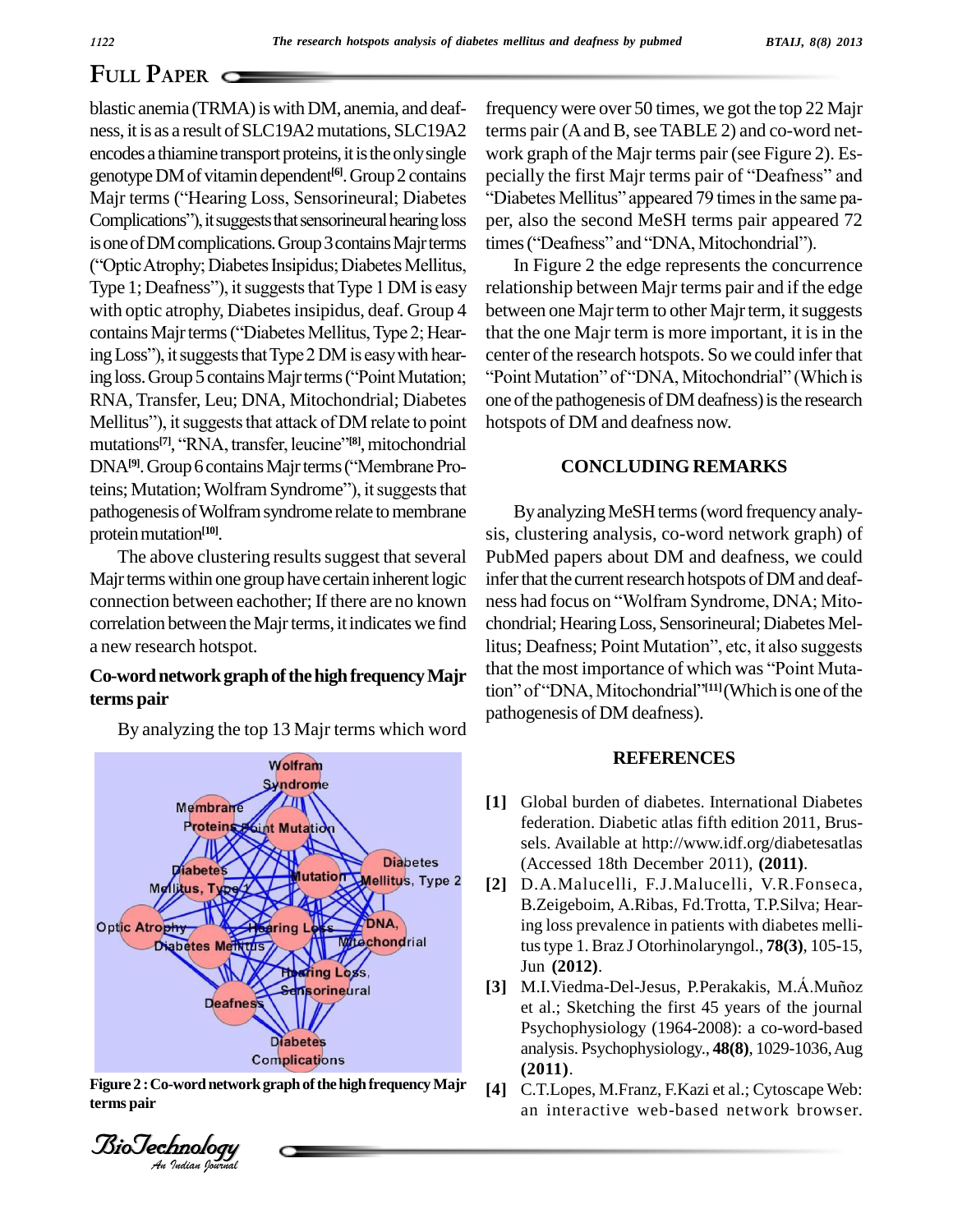blastic anemia (TRMA) is with DM, anemia, and deafness, it is as a result of SLC19A2 mutations, SLC19A2 encodes a thiamine transport proteins, it is the only single genotype DM of vitamin dependent[6]. Group 2 contains Majr terms ("Hearing Loss, Sensorineural; Diabetes Complications"), it suggests that sensorineural hearing loss is one of DM complications. Group 3 contains Majr terms ("Optic Atrophy; Diabetes Insipidus; Diabetes Mellitus, Type 1; Deafness"), it suggests that Type 1 DM is easy with optic atrophy, Diabetes insipidus, deaf. Group 4 contains Majr terms ("Diabetes Mellitus, Type 2; Hearing Loss"), it suggests that Type 2 DM is easy with hearing loss. Group 5 contains Majr terms ("Point Mutation; RNA, Transfer, Leu; DNA, Mitochondrial; Diabetes Mellitus"), it suggests that attack of DM relate to point mutations[7], "RNA, transfer, leucine"[8], mitochondrial DNA[9]. Group 6 contains Majr terms ("Membrane Proteins; Mutation; Wolfram Syndrome"), it suggests that pathogenesis of Wolfram syndrome relate to membrane protein mutation[10].

The above clustering results suggest that several Majr terms within one group have certain inherent logic connection between eachother; If there are no known correlation between the Majr terms, it indicates we find a new research hotspot.

### Co-word network graph of the high frequency Majr terms pair

By analyzing the top 13 Majr terms which word frequency were over 50 times, we got the top 22 Majr terms pair (A and B, see TABLE 2) and co-word network graph of the Majr terms pair (see Figure 2). Especially the first Majr terms pair of "Deafness" and "Diabetes Mellitus" appeared 79 times in the same paper, also the second MeSH terms pair appeared 72 times ("Deafness" and "DNA, Mitochondrial").

**Figure 2 : Co-word network graph of the high frequency Majr terms pair**

In Figure 2 the edge represents the concurrence relationship between Majr terms pair and if the edge between one Majr term to other Majr term, it suggests that the one Majr term is more important, it is in the center of the research hotspots. So we could infer that "Point Mutation" of "DNA, Mitochondrial" (Which is one of the pathogenesis of DM deafness) is the research hotspots of DM and deafness now.

## CONCLUDING REMARKS

By analyzing MeSH terms (word frequency analysis, clustering analysis, co-word network graph) of PubMed papers about DM and deafness, we could infer that the current research hotspots of DM and deafness had focus on "Wolfram Syndrome, DNA; Mitochondrial; Hearing Loss, Sensorineural; Diabetes Mellitus; Deafness; Point Mutation", etc, it also suggests that the most importance of which was "Point Mutation" of "DNA, Mitochondrial"[11] (Which is one of the pathogenesis of DM deafness).

## REFERENCES

[1] Global burden of diabetes. International Diabetes federation. Diabetic atlas fifth edition 2011, Brussels. Available at http://www.idf.org/diabetesatlas (Accessed 18th December 2011), **(2011)**.

[2] D.A.Malucelli, F.J.Malucelli, V.R.Fonseca, B.Zeigeboim, A.Ribas, Fd.Trotta, T.P.Silva; Hearing loss prevalence in patients with diabetes mellitus type 1. Braz J Otorhinolaryngol., **78(3)**, 105-15, Jun **(2012)**.

[3] M.I.Viedma-Del-Jesus, P.Perakakis, M.Á.Muñoz et al.; Sketching the first 45 years of the journal Psychophysiology (1964-2008): a co-word-based analysis. Psychophysiology., **48(8)**, 1029-1036, Aug **(2011)**.

[4] C.T.Lopes, M.Franz, F.Kazi et al.; Cytoscape Web: an interactive web-based network browser.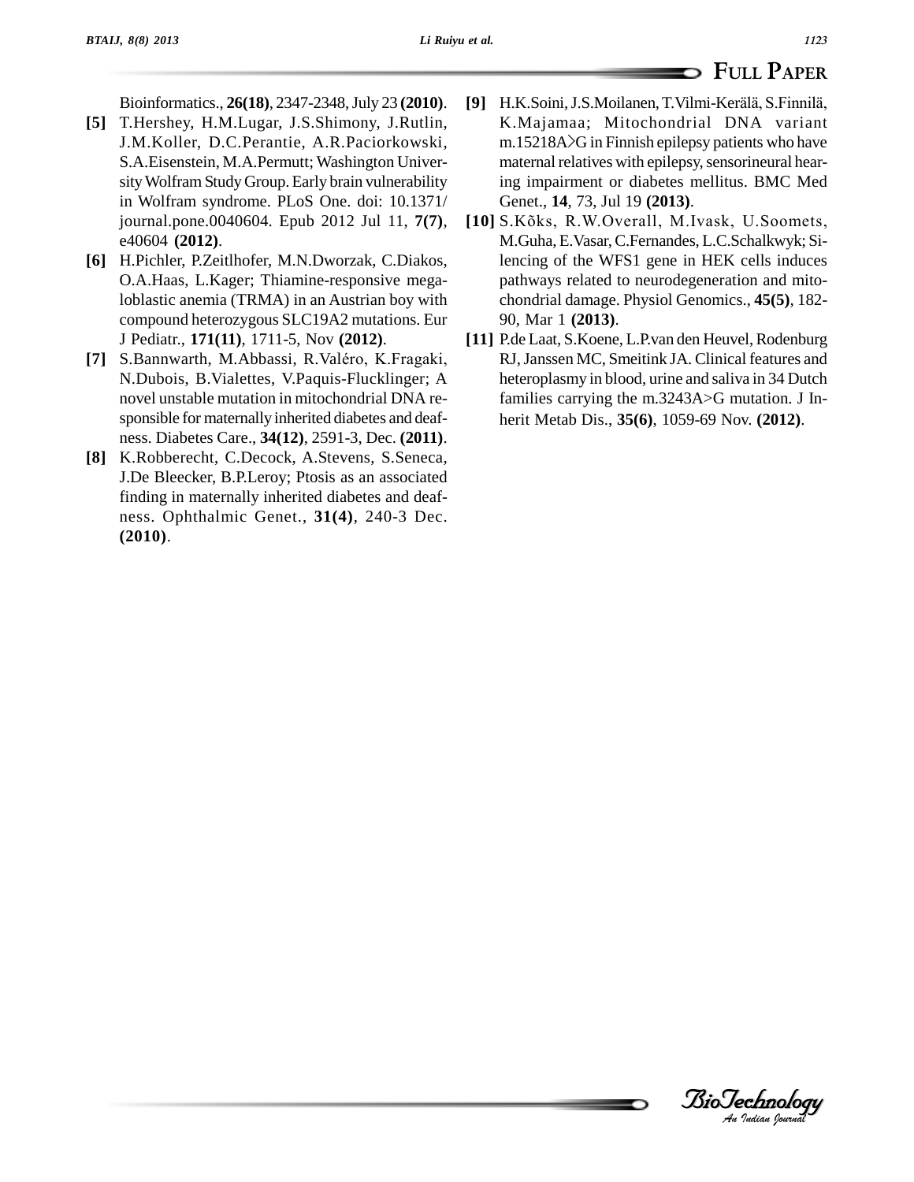Bioinformatics., **26(18)**, 2347-2348, July 23 **(2010)**.

**[5]** T.Hershey, H.M.Lugar, J.S.Shimony, J.Rutlin, J.M.Koller, D.C.Perantie, A.R.Paciorkowski, S.A.Eisenstein, M.A.Permutt; Washington University Wolfram Study Group. Early brain vulnerability in Wolfram syndrome. PLoS One. doi: 10.1371/journal.pone.0040604. Epub 2012 Jul 11, **7(7)**, e40604 **(2012)**.

**[6]** H.Pichler, P.Zeitlhofer, M.N.Dworzak, C.Diakos, O.A.Haas, L.Kager; Thiamine-responsive megaloblastic anemia (TRMA) in an Austrian boy with compound heterozygous SLC19A2 mutations. Eur J Pediatr., **171(11)**, 1711-5, Nov **(2012)**.

**[7]** S.Bannwarth, M.Abbassi, R.Valéro, K.Fragaki, N.Dubois, B.Vialettes, V.Paquis-Flucklinger; A novel unstable mutation in mitochondrial DNA responsible for maternally inherited diabetes and deafness. Diabetes Care., **34(12)**, 2591-3, Dec. **(2011)**.

**[8]** K.Robberecht, C.Decock, A.Stevens, S.Seneca, J.De Bleecker, B.P.Leroy; Ptosis as an associated finding in maternally inherited diabetes and deafness. Ophthalmic Genet., **31(4)**, 240-3 Dec. **(2010)**.

**[9]** H.K.Soini, J.S.Moilanen, T.Vilmi-Kerälä, S.Finnilä, K.Majamaa; Mitochondrial DNA variant m.15218A>G in Finnish epilepsy patients who have maternal relatives with epilepsy, sensorineural hearing impairment or diabetes mellitus. BMC Med Genet., **14**, 73, Jul 19 **(2013)**.

**[10]** S.Kõks, R.W.Overall, M.Ivask, U.Soomets, M.Guha, E.Vasar, C.Fernandes, L.C.Schalkwyk; Silencing of the WFS1 gene in HEK cells induces pathways related to neurodegeneration and mitochondrial damage. Physiol Genomics., **45(5)**, 182-90, Mar 1 **(2013)**.

**[11]** P.de Laat, S.Koene, L.P.van den Heuvel, Rodenburg RJ, Janssen MC, Smeitink JA. Clinical features and heteroplasmy in blood, urine and saliva in 34 Dutch families carrying the m.3243A>G mutation. J Inherit Metab Dis., **35(6)**, 1059-69 Nov. **(2012)**.